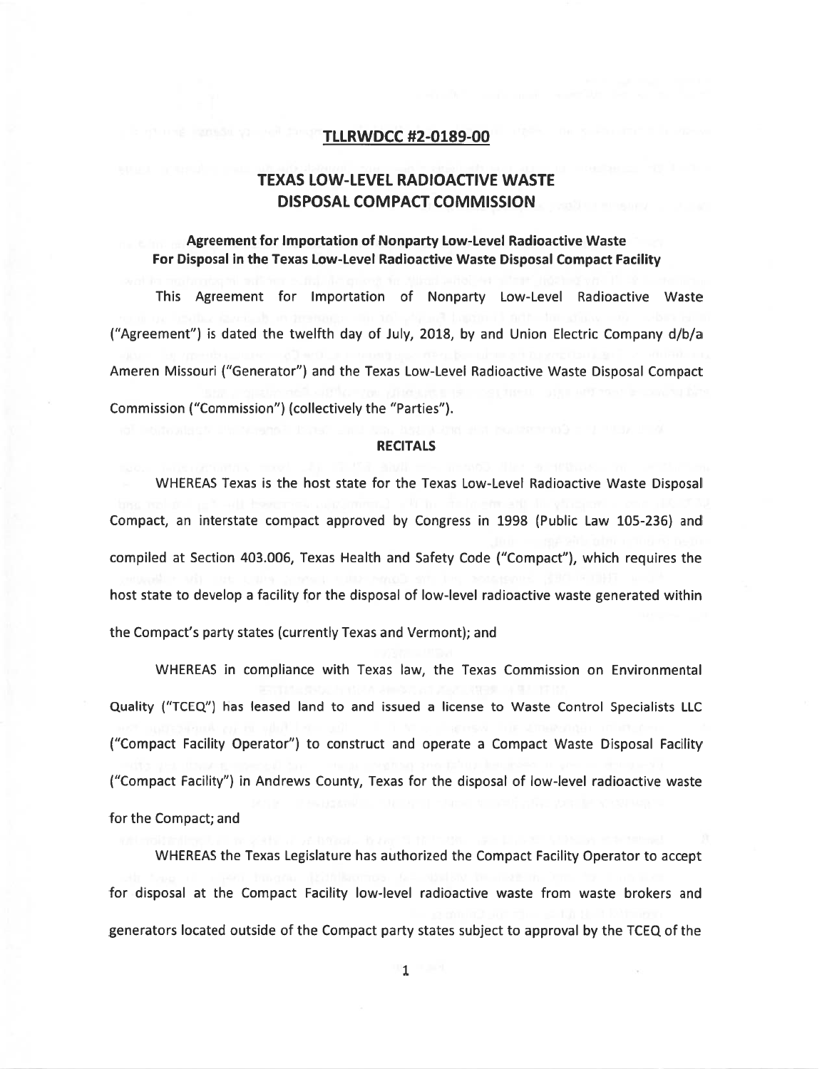**TLLRWDCC #2-0189-00**

# TEXAS LOW-LEVEL RADIOACTIVE WASTE DISPOSAL COMPACT COMMISSION

**Agreement for Importation of Nonparty Low-Level Radioactive Waste For Disposal in the Texas Low-Level Radioactive Waste Disposal Compact Facility**

This Agreement for Importation of Nonparty Low-Level Radioactive Waste ("Agreement") is dated the twelfth day of July, 2018, by and Union Electric Company d/b/a Ameren Missouri ("Generator") and the Texas Low-Level Radioactive Waste Disposal Compact Commission ("Commission") (collectively the "Parties").

## RECITALS

WHEREAS Texas is the host state for the Texas Low-Level Radioactive Waste Disposal Compact, an interstate compact approved by Congress in 1998 (Public Law 105-236) and compiled at Section 403.006, Texas Health and Safety Code ("Compact"), which requires the host state to develop a facility for the disposal of low-level radioactive waste generated within the Compact's party states (currently Texas and Vermont); and

WHEREAS in compliance with Texas law, the Texas Commission on Environmental Quality ("TCEQ") has leased land to and issued a license to Waste Control Specialists LLC ("Compact Facility Operator") to construct and operate a Compact Waste Disposal Facility ("Compact Facility") in Andrews County, Texas for the disposal of low-level radioactive waste for the Compact; and

WHEREAS the Texas Legislature has authorized the Compact Facility Operator to accept for disposal at the Compact Facility low-level radioactive waste from waste brokers and generators located outside of the Compact party states subject to approval by the TCEQ of the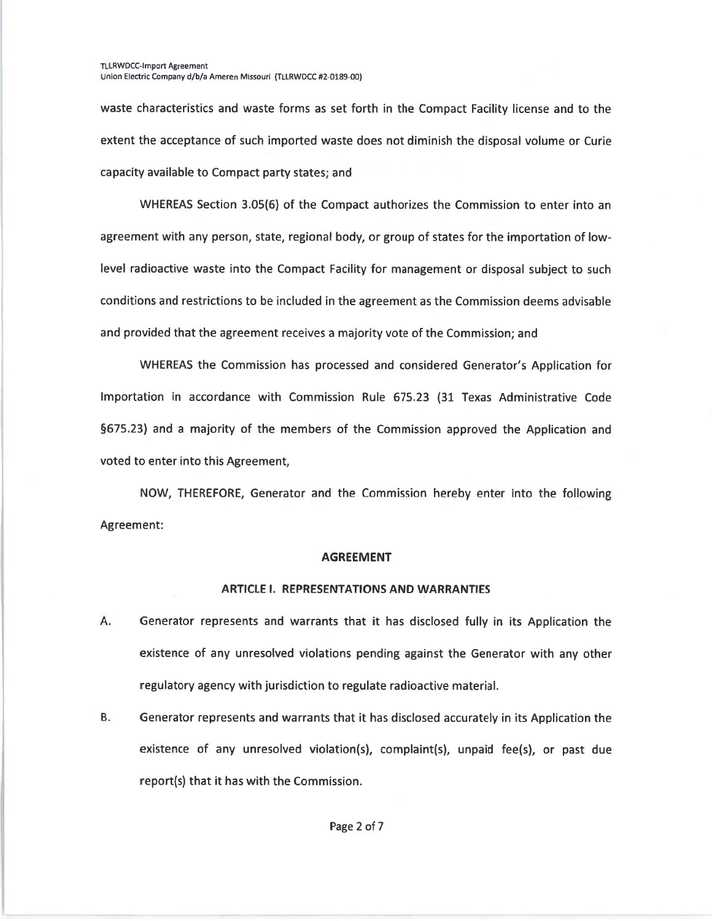waste characteristics and waste forms as set forth in the Compact Facility license and to the extent the acceptance of such imported waste does not diminish the disposal volume or Curie capacity available to Compact party states; and

WHEREAS Section 3.05(6) of the Compact authorizes the Commission to enter into an agreement with any person, state, regional body, or group of states for the importation of low-level radioactive waste into the Compact Facility for management or disposal subject to such conditions and restrictions to be included in the agreement as the Commission deems advisable and provided that the agreement receives a majority vote of the Commission; and

WHEREAS the Commission has processed and considered Generator's Application for Importation in accordance with Commission Rule 675.23 (31 Texas Administrative Code §675.23) and a majority of the members of the Commission approved the Application and voted to enter into this Agreement,

NOW, THEREFORE, Generator and the Commission hereby enter into the following Agreement:

## AGREEMENT

### ARTICLE I. REPRESENTATIONS AND WARRANTIES

A. Generator represents and warrants that it has disclosed fully in its Application the existence of any unresolved violations pending against the Generator with any other regulatory agency with jurisdiction to regulate radioactive material.

B. Generator represents and warrants that it has disclosed accurately in its Application the existence of any unresolved violation(s), complaint(s), unpaid fee(s), or past due report(s) that it has with the Commission.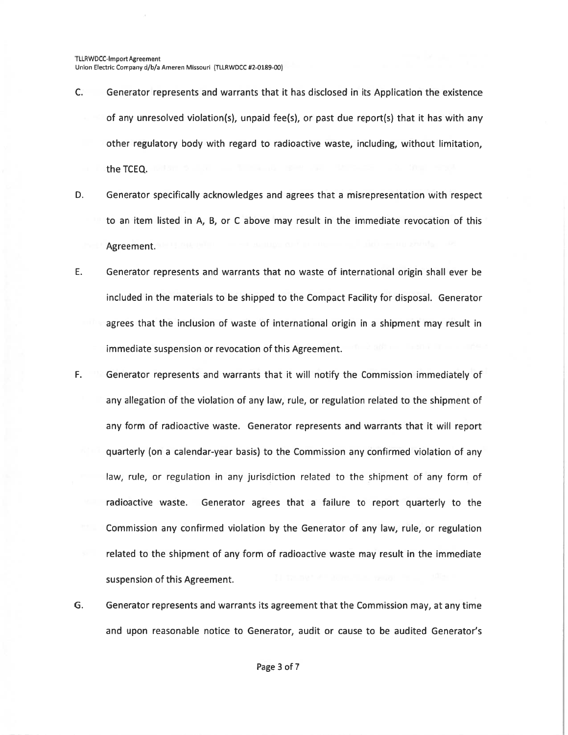C. Generator represents and warrants that it has disclosed in its Application the existence of any unresolved violation(s), unpaid fee(s), or past due report(s) that it has with any other regulatory body with regard to radioactive waste, including, without limitation, the TCEQ.

D. Generator specifically acknowledges and agrees that a misrepresentation with respect to an item listed in A, B, or C above may result in the immediate revocation of this Agreement.

E. Generator represents and warrants that no waste of international origin shall ever be included in the materials to be shipped to the Compact Facility for disposal. Generator agrees that the inclusion of waste of international origin in a shipment may result in immediate suspension or revocation of this Agreement.

F. Generator represents and warrants that it will notify the Commission immediately of any allegation of the violation of any law, rule, or regulation related to the shipment of any form of radioactive waste. Generator represents and warrants that it will report quarterly (on a calendar-year basis) to the Commission any confirmed violation of any law, rule, or regulation in any jurisdiction related to the shipment of any form of radioactive waste. Generator agrees that a failure to report quarterly to the Commission any confirmed violation by the Generator of any law, rule, or regulation related to the shipment of any form of radioactive waste may result in the immediate suspension of this Agreement.

G. Generator represents and warrants its agreement that the Commission may, at any time and upon reasonable notice to Generator, audit or cause to be audited Generator's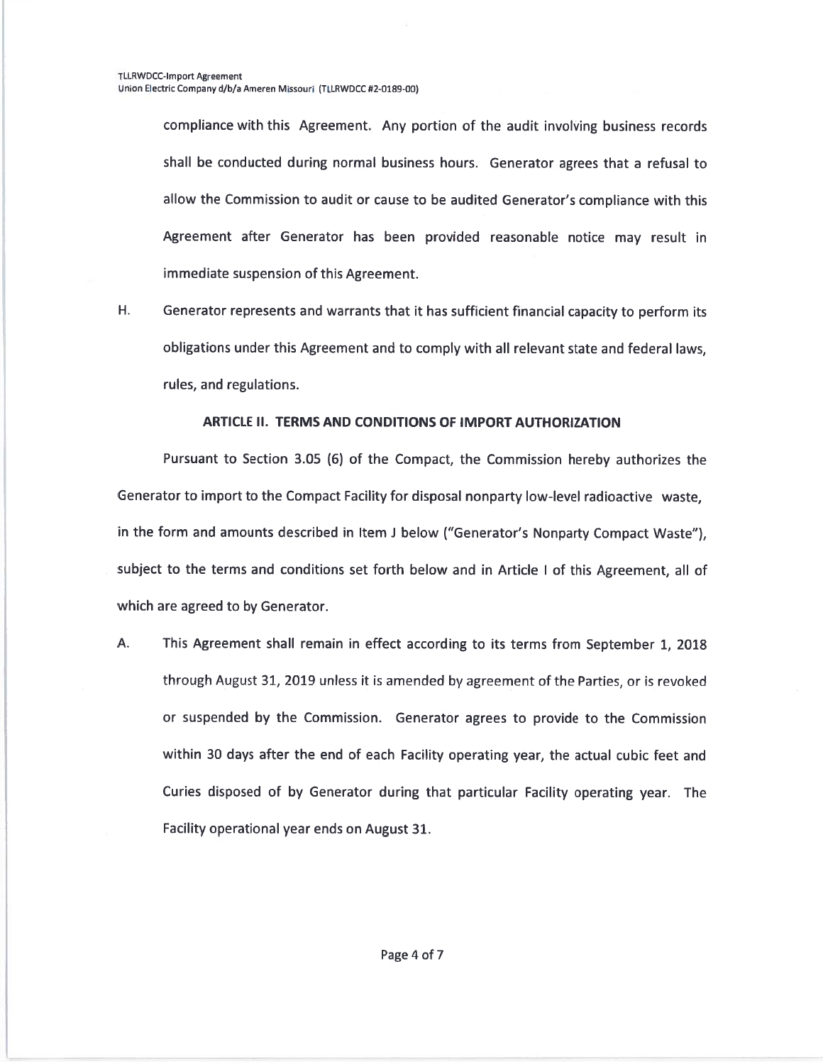compliance with this Agreement. Any portion of the audit involving business records shall be conducted during normal business hours. Generator agrees that a refusal to allow the Commission to audit or cause to be audited Generator's compliance with this Agreement after Generator has been provided reasonable notice may result in immediate suspension of this Agreement.

H. Generator represents and warrants that it has sufficient financial capacity to perform its obligations under this Agreement and to comply with all relevant state and federal laws, rules, and regulations.

**ARTICLE II. TERMS AND CONDITIONS OF IMPORT AUTHORIZATION**

Pursuant to Section 3.05 (6) of the Compact, the Commission hereby authorizes the Generator to import to the Compact Facility for disposal nonparty low-level radioactive waste, in the form and amounts described in Item J below ("Generator's Nonparty Compact Waste"), subject to the terms and conditions set forth below and in Article I of this Agreement, all of which are agreed to by Generator.

A. This Agreement shall remain in effect according to its terms from September 1, 2018 through August 31, 2019 unless it is amended by agreement of the Parties, or is revoked or suspended by the Commission. Generator agrees to provide to the Commission within 30 days after the end of each Facility operating year, the actual cubic feet and Curies disposed of by Generator during that particular Facility operating year. The Facility operational year ends on August 31.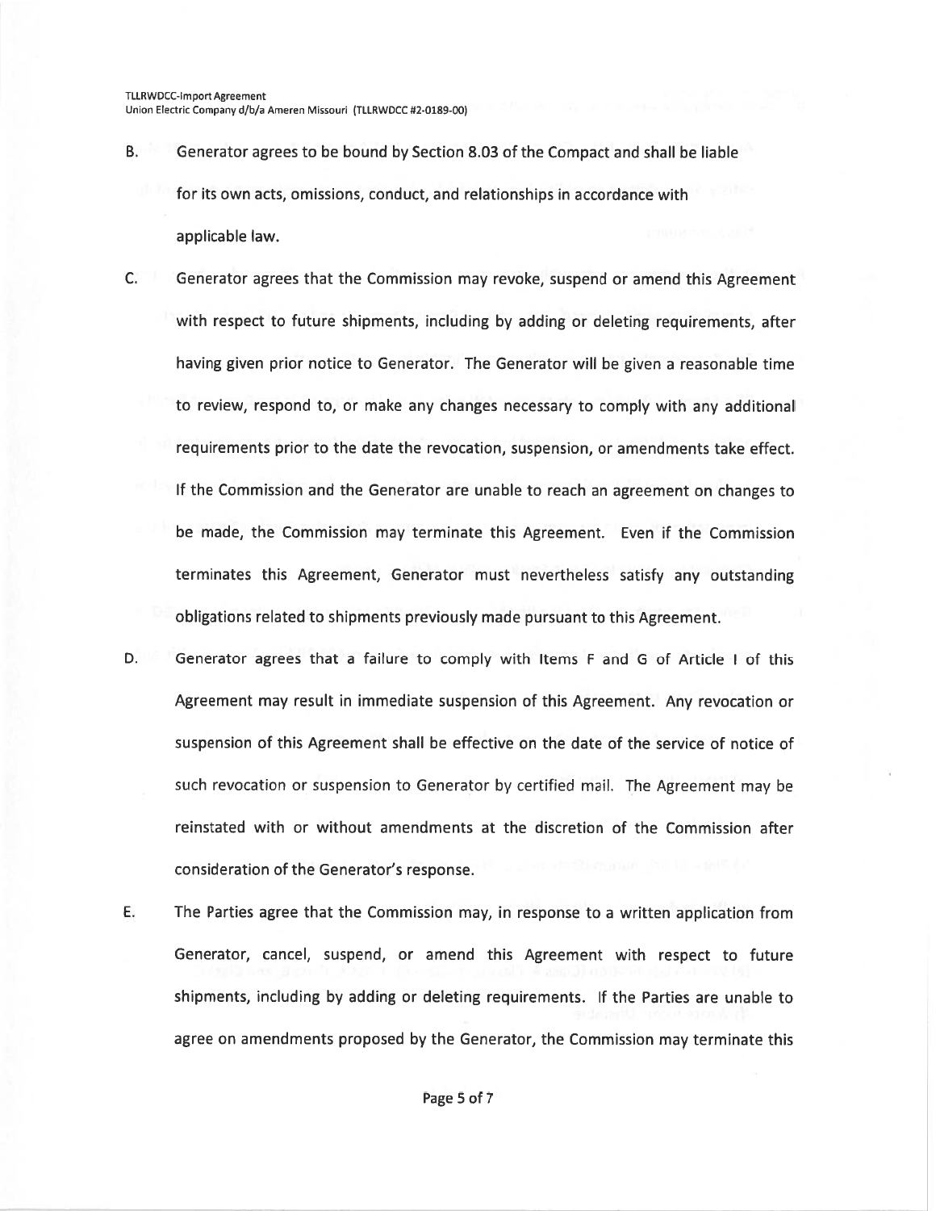B. Generator agrees to be bound by Section 8.03 of the Compact and shall be liable for its own acts, omissions, conduct, and relationships in accordance with applicable law.

C. Generator agrees that the Commission may revoke, suspend or amend this Agreement with respect to future shipments, including by adding or deleting requirements, after having given prior notice to Generator. The Generator will be given a reasonable time to review, respond to, or make any changes necessary to comply with any additional requirements prior to the date the revocation, suspension, or amendments take effect. If the Commission and the Generator are unable to reach an agreement on changes to be made, the Commission may terminate this Agreement. Even if the Commission terminates this Agreement, Generator must nevertheless satisfy any outstanding obligations related to shipments previously made pursuant to this Agreement.

D. Generator agrees that a failure to comply with Items F and G of Article I of this Agreement may result in immediate suspension of this Agreement. Any revocation or suspension of this Agreement shall be effective on the date of the service of notice of such revocation or suspension to Generator by certified mail. The Agreement may be reinstated with or without amendments at the discretion of the Commission after consideration of the Generator's response.

E. The Parties agree that the Commission may, in response to a written application from Generator, cancel, suspend, or amend this Agreement with respect to future shipments, including by adding or deleting requirements. If the Parties are unable to agree on amendments proposed by the Generator, the Commission may terminate this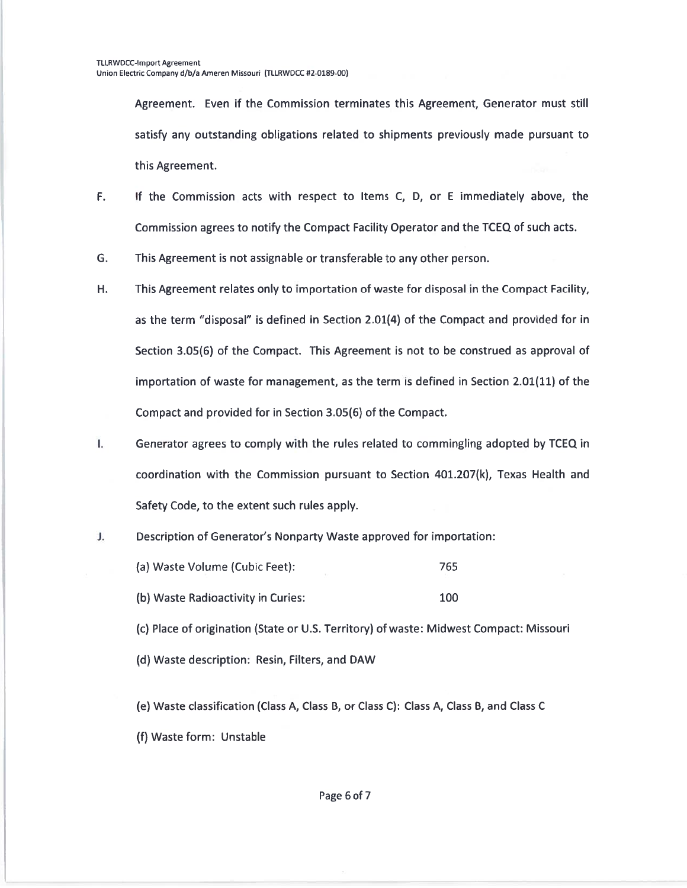Agreement. Even if the Commission terminates this Agreement, Generator must still satisfy any outstanding obligations related to shipments previously made pursuant to this Agreement.

F. If the Commission acts with respect to Items C, D, or E immediately above, the Commission agrees to notify the Compact Facility Operator and the TCEQ of such acts.

G. This Agreement is not assignable or transferable to any other person.

H. This Agreement relates only to importation of waste for disposal in the Compact Facility, as the term "disposal" is defined in Section 2.01(4) of the Compact and provided for in Section 3.05(6) of the Compact. This Agreement is not to be construed as approval of importation of waste for management, as the term is defined in Section 2.01(11) of the Compact and provided for in Section 3.05(6) of the Compact.

I. Generator agrees to comply with the rules related to commingling adopted by TCEQ in coordination with the Commission pursuant to Section 401.207(k), Texas Health and Safety Code, to the extent such rules apply.

J. Description of Generator's Nonparty Waste approved for importation:

(a) Waste Volume (Cubic Feet): 765

(b) Waste Radioactivity in Curies: 100

(c) Place of origination (State or U.S. Territory) of waste: Midwest Compact: Missouri

(d) Waste description: Resin, Filters, and DAW

(e) Waste classification (Class A, Class B, or Class C): Class A, Class B, and Class C

(f) Waste form: Unstable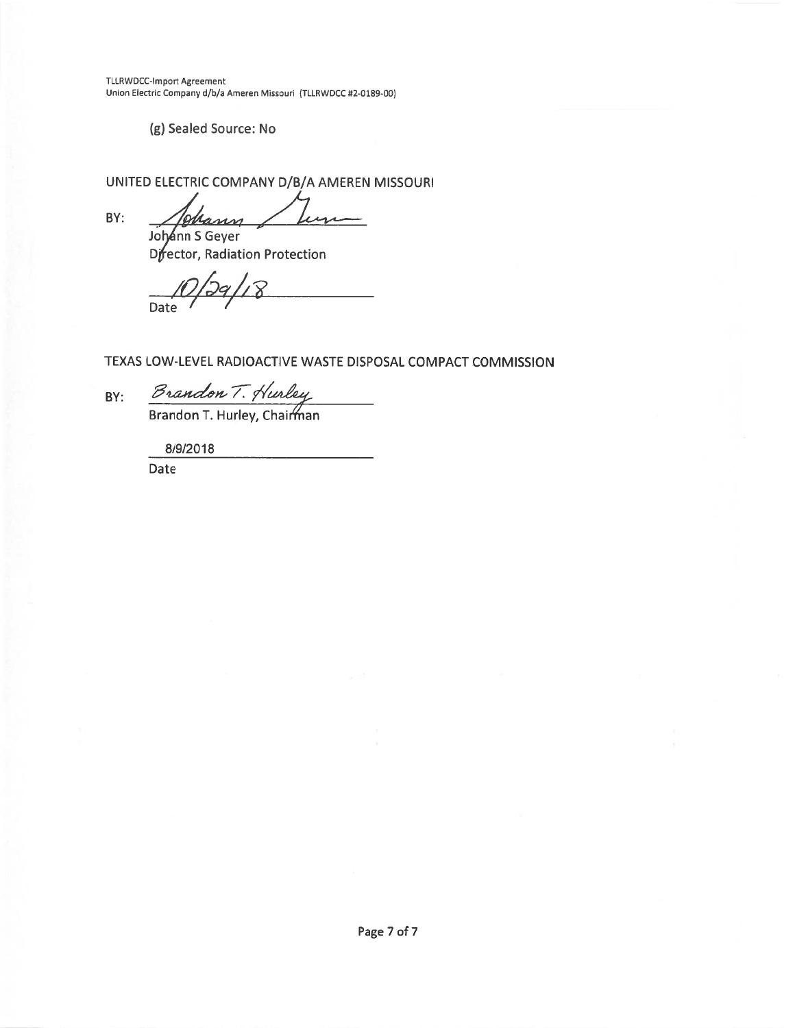(g) Sealed Source: No

UNITED ELECTRIC COMPANY D/B/A AMEREN MISSOURI

BY: Johann S Geyer

Johann S Geyer
Director, Radiation Protection

10/29/18
Date

TEXAS LOW-LEVEL RADIOACTIVE WASTE DISPOSAL COMPACT COMMISSION

BY: Brandon T. Hurley

Brandon T. Hurley, Chairman

8/9/2018
Date